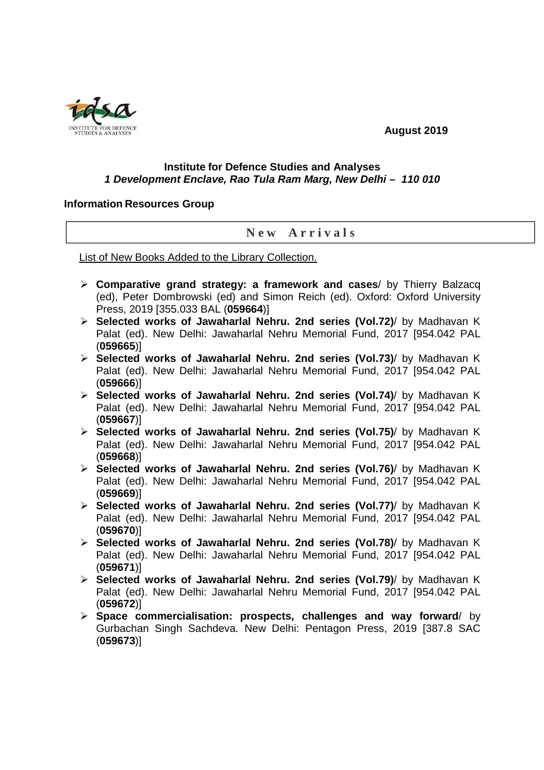**August 2019**

**Institute for Defence Studies and Analyses**
***1 Development Enclave, Rao Tula Ram Marg, New Delhi – 110 010***

**Information Resources Group**

## New Arrivals

List of New Books Added to the Library Collection.

- **Comparative grand strategy: a framework and cases**/ by Thierry Balzacq (ed), Peter Dombrowski (ed) and Simon Reich (ed). Oxford: Oxford University Press, 2019 [355.033 BAL (**059664**)]
- **Selected works of Jawaharlal Nehru. 2nd series (Vol.72)**/ by Madhavan K Palat (ed). New Delhi: Jawaharlal Nehru Memorial Fund, 2017 [954.042 PAL (**059665**)]
- **Selected works of Jawaharlal Nehru. 2nd series (Vol.73)**/ by Madhavan K Palat (ed). New Delhi: Jawaharlal Nehru Memorial Fund, 2017 [954.042 PAL (**059666**)]
- **Selected works of Jawaharlal Nehru. 2nd series (Vol.74)**/ by Madhavan K Palat (ed). New Delhi: Jawaharlal Nehru Memorial Fund, 2017 [954.042 PAL (**059667**)]
- **Selected works of Jawaharlal Nehru. 2nd series (Vol.75)**/ by Madhavan K Palat (ed). New Delhi: Jawaharlal Nehru Memorial Fund, 2017 [954.042 PAL (**059668**)]
- **Selected works of Jawaharlal Nehru. 2nd series (Vol.76)**/ by Madhavan K Palat (ed). New Delhi: Jawaharlal Nehru Memorial Fund, 2017 [954.042 PAL (**059669**)]
- **Selected works of Jawaharlal Nehru. 2nd series (Vol.77)**/ by Madhavan K Palat (ed). New Delhi: Jawaharlal Nehru Memorial Fund, 2017 [954.042 PAL (**059670**)]
- **Selected works of Jawaharlal Nehru. 2nd series (Vol.78)**/ by Madhavan K Palat (ed). New Delhi: Jawaharlal Nehru Memorial Fund, 2017 [954.042 PAL (**059671**)]
- **Selected works of Jawaharlal Nehru. 2nd series (Vol.79)**/ by Madhavan K Palat (ed). New Delhi: Jawaharlal Nehru Memorial Fund, 2017 [954.042 PAL (**059672**)]
- **Space commercialisation: prospects, challenges and way forward**/ by Gurbachan Singh Sachdeva. New Delhi: Pentagon Press, 2019 [387.8 SAC (**059673**)]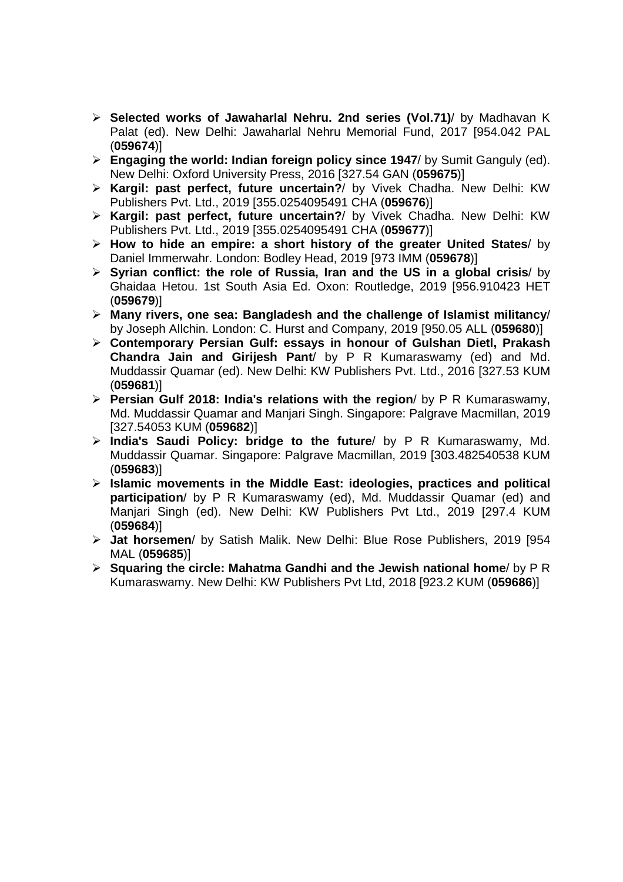- **Selected works of Jawaharlal Nehru. 2nd series (Vol.71)**/ by Madhavan K Palat (ed). New Delhi: Jawaharlal Nehru Memorial Fund, 2017 [954.042 PAL (**059674**)]
- **Engaging the world: Indian foreign policy since 1947**/ by Sumit Ganguly (ed). New Delhi: Oxford University Press, 2016 [327.54 GAN (**059675**)]
- **Kargil: past perfect, future uncertain?**/ by Vivek Chadha. New Delhi: KW Publishers Pvt. Ltd., 2019 [355.0254095491 CHA (**059676**)]
- **Kargil: past perfect, future uncertain?**/ by Vivek Chadha. New Delhi: KW Publishers Pvt. Ltd., 2019 [355.0254095491 CHA (**059677**)]
- **How to hide an empire: a short history of the greater United States**/ by Daniel Immerwahr. London: Bodley Head, 2019 [973 IMM (**059678**)]
- **Syrian conflict: the role of Russia, Iran and the US in a global crisis**/ by Ghaidaa Hetou. 1st South Asia Ed. Oxon: Routledge, 2019 [956.910423 HET (**059679**)]
- **Many rivers, one sea: Bangladesh and the challenge of Islamist militancy**/ by Joseph Allchin. London: C. Hurst and Company, 2019 [950.05 ALL (**059680**)]
- **Contemporary Persian Gulf: essays in honour of Gulshan Dietl, Prakash Chandra Jain and Girijesh Pant**/ by P R Kumaraswamy (ed) and Md. Muddassir Quamar (ed). New Delhi: KW Publishers Pvt. Ltd., 2016 [327.53 KUM (**059681**)]
- **Persian Gulf 2018: India's relations with the region**/ by P R Kumaraswamy, Md. Muddassir Quamar and Manjari Singh. Singapore: Palgrave Macmillan, 2019 [327.54053 KUM (**059682**)]
- **India's Saudi Policy: bridge to the future**/ by P R Kumaraswamy, Md. Muddassir Quamar. Singapore: Palgrave Macmillan, 2019 [303.482540538 KUM (**059683**)]
- **Islamic movements in the Middle East: ideologies, practices and political participation**/ by P R Kumaraswamy (ed), Md. Muddassir Quamar (ed) and Manjari Singh (ed). New Delhi: KW Publishers Pvt Ltd., 2019 [297.4 KUM (**059684**)]
- **Jat horsemen**/ by Satish Malik. New Delhi: Blue Rose Publishers, 2019 [954 MAL (**059685**)]
- **Squaring the circle: Mahatma Gandhi and the Jewish national home**/ by P R Kumaraswamy. New Delhi: KW Publishers Pvt Ltd, 2018 [923.2 KUM (**059686**)]